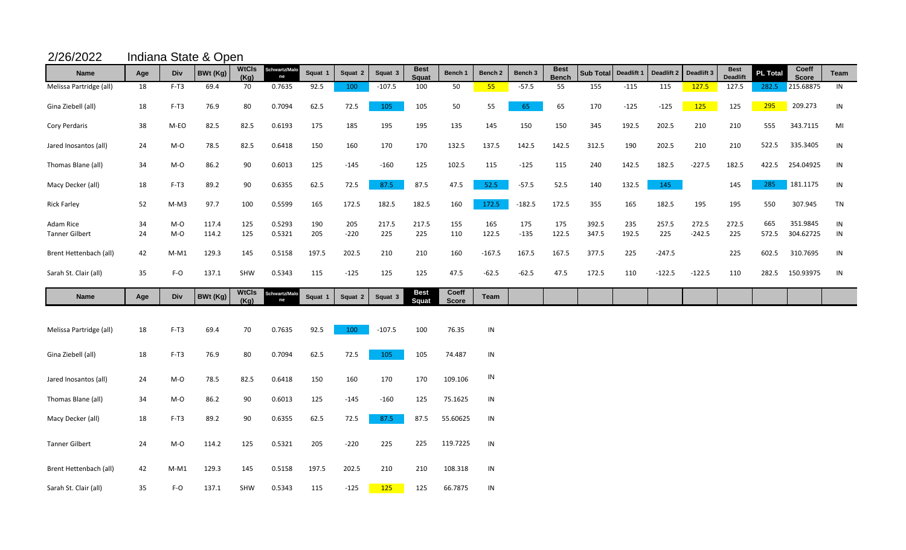2/26/2022 Indiana State & Open

| Name | Age | Div | BWt (Kg) | WtCls (Kg) | Schwartz/Malone | Squat 1 | Squat 2 | Squat 3 | Best Squat | Bench 1 | Bench 2 | Bench 3 | Best Bench | Sub Total | Deadlift 1 | Deadlift 2 | Deadlift 3 | Best Deadlift | PL Total | Coeff Score | Team |
|---|---|---|---|---|---|---|---|---|---|---|---|---|---|---|---|---|---|---|---|---|---|
| Melissa Partridge (all) | 18 | F-T3 | 69.4 | 70 | 0.7635 | 92.5 | 100 | -107.5 | 100 | 50 | 55 | -57.5 | 55 | 155 | -115 | 115 | 127.5 | 127.5 | 282.5 | 215.68875 | IN |
| Gina Ziebell (all) | 18 | F-T3 | 76.9 | 80 | 0.7094 | 62.5 | 72.5 | 105 | 105 | 50 | 55 | 65 | 65 | 170 | -125 | -125 | 125 | 125 | 295 | 209.273 | IN |
| Cory Perdaris | 38 | M-EO | 82.5 | 82.5 | 0.6193 | 175 | 185 | 195 | 195 | 135 | 145 | 150 | 150 | 345 | 192.5 | 202.5 | 210 | 210 | 555 | 343.7115 | MI |
| Jared Inosantos (all) | 24 | M-O | 78.5 | 82.5 | 0.6418 | 150 | 160 | 170 | 170 | 132.5 | 137.5 | 142.5 | 142.5 | 312.5 | 190 | 202.5 | 210 | 210 | 522.5 | 335.3405 | IN |
| Thomas Blane (all) | 34 | M-O | 86.2 | 90 | 0.6013 | 125 | -145 | -160 | 125 | 102.5 | 115 | -125 | 115 | 240 | 142.5 | 182.5 | -227.5 | 182.5 | 422.5 | 254.04925 | IN |
| Macy Decker (all) | 18 | F-T3 | 89.2 | 90 | 0.6355 | 62.5 | 72.5 | 87.5 | 87.5 | 47.5 | 52.5 | -57.5 | 52.5 | 140 | 132.5 | 145 | | 145 | 285 | 181.1175 | IN |
| Rick Farley | 52 | M-M3 | 97.7 | 100 | 0.5599 | 165 | 172.5 | 182.5 | 182.5 | 160 | 172.5 | -182.5 | 172.5 | 355 | 165 | 182.5 | 195 | 195 | 550 | 307.945 | TN |
| Adam Rice | 34 | M-O | 117.4 | 125 | 0.5293 | 190 | 205 | 217.5 | 217.5 | 155 | 165 | 175 | 175 | 392.5 | 235 | 257.5 | 272.5 | 272.5 | 665 | 351.9845 | IN |
| Tanner Gilbert | 24 | M-O | 114.2 | 125 | 0.5321 | 205 | -220 | 225 | 225 | 110 | 122.5 | -135 | 122.5 | 347.5 | 192.5 | 225 | -242.5 | 225 | 572.5 | 304.62725 | IN |
| Brent Hettenbach (all) | 42 | M-M1 | 129.3 | 145 | 0.5158 | 197.5 | 202.5 | 210 | 210 | 160 | -167.5 | 167.5 | 167.5 | 377.5 | 225 | -247.5 | | 225 | 602.5 | 310.7695 | IN |
| Sarah St. Clair (all) | 35 | F-O | 137.1 | SHW | 0.5343 | 115 | -125 | 125 | 125 | 47.5 | -62.5 | -62.5 | 47.5 | 172.5 | 110 | -122.5 | -122.5 | 110 | 282.5 | 150.93975 | IN |

| Name | Age | Div | BWt (Kg) | WtCls (Kg) | Schwartz/Malone | Squat 1 | Squat 2 | Squat 3 | Best Squat | Coeff Score | Team |
|---|---|---|---|---|---|---|---|---|---|---|---|
| Melissa Partridge (all) | 18 | F-T3 | 69.4 | 70 | 0.7635 | 92.5 | 100 | -107.5 | 100 | 76.35 | IN |
| Gina Ziebell (all) | 18 | F-T3 | 76.9 | 80 | 0.7094 | 62.5 | 72.5 | 105 | 105 | 74.487 | IN |
| Jared Inosantos (all) | 24 | M-O | 78.5 | 82.5 | 0.6418 | 150 | 160 | 170 | 170 | 109.106 | IN |
| Thomas Blane (all) | 34 | M-O | 86.2 | 90 | 0.6013 | 125 | -145 | -160 | 125 | 75.1625 | IN |
| Macy Decker (all) | 18 | F-T3 | 89.2 | 90 | 0.6355 | 62.5 | 72.5 | 87.5 | 87.5 | 55.60625 | IN |
| Tanner Gilbert | 24 | M-O | 114.2 | 125 | 0.5321 | 205 | -220 | 225 | 225 | 119.7225 | IN |
| Brent Hettenbach (all) | 42 | M-M1 | 129.3 | 145 | 0.5158 | 197.5 | 202.5 | 210 | 210 | 108.318 | IN |
| Sarah St. Clair (all) | 35 | F-O | 137.1 | SHW | 0.5343 | 115 | -125 | 125 | 125 | 66.7875 | IN |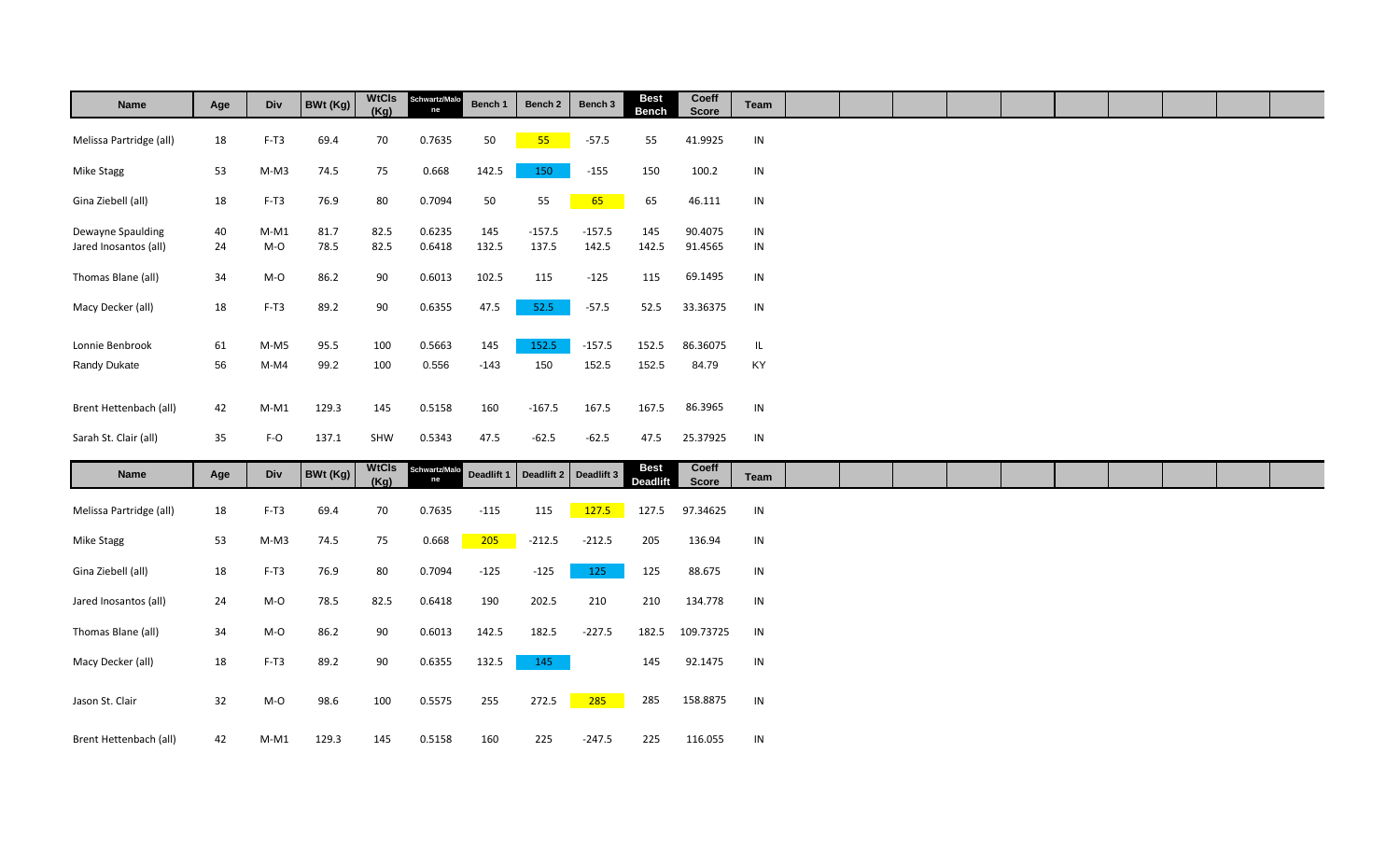| Name | Age | Div | BWt (Kg) | WtCls (Kg) | Schwartz/Malone | Bench 1 | Bench 2 | Bench 3 | Best Bench | Coeff Score | Team |
|---|---|---|---|---|---|---|---|---|---|---|---|
| Melissa Partridge (all) | 18 | F-T3 | 69.4 | 70 | 0.7635 | 50 | 55 | -57.5 | 55 | 41.9925 | IN |
| Mike Stagg | 53 | M-M3 | 74.5 | 75 | 0.668 | 142.5 | 150 | -155 | 150 | 100.2 | IN |
| Gina Ziebell (all) | 18 | F-T3 | 76.9 | 80 | 0.7094 | 50 | 55 | 65 | 65 | 46.111 | IN |
| Dewayne Spaulding | 40 | M-M1 | 81.7 | 82.5 | 0.6235 | 145 | -157.5 | -157.5 | 145 | 90.4075 | IN |
| Jared Inosantos (all) | 24 | M-O | 78.5 | 82.5 | 0.6418 | 132.5 | 137.5 | 142.5 | 142.5 | 91.4565 | IN |
| Thomas Blane (all) | 34 | M-O | 86.2 | 90 | 0.6013 | 102.5 | 115 | -125 | 115 | 69.1495 | IN |
| Macy Decker (all) | 18 | F-T3 | 89.2 | 90 | 0.6355 | 47.5 | 52.5 | -57.5 | 52.5 | 33.36375 | IN |
| Lonnie Benbrook | 61 | M-M5 | 95.5 | 100 | 0.5663 | 145 | 152.5 | -157.5 | 152.5 | 86.36075 | IL |
| Randy Dukate | 56 | M-M4 | 99.2 | 100 | 0.556 | -143 | 150 | 152.5 | 152.5 | 84.79 | KY |
| Brent Hettenbach (all) | 42 | M-M1 | 129.3 | 145 | 0.5158 | 160 | -167.5 | 167.5 | 167.5 | 86.3965 | IN |
| Sarah St. Clair (all) | 35 | F-O | 137.1 | SHW | 0.5343 | 47.5 | -62.5 | -62.5 | 47.5 | 25.37925 | IN |

| Name | Age | Div | BWt (Kg) | WtCls (Kg) | Schwartz/Malone | Deadlift 1 | Deadlift 2 | Deadlift 3 | Best Deadlift | Coeff Score | Team |
|---|---|---|---|---|---|---|---|---|---|---|---|
| Melissa Partridge (all) | 18 | F-T3 | 69.4 | 70 | 0.7635 | -115 | 115 | 127.5 | 127.5 | 97.34625 | IN |
| Mike Stagg | 53 | M-M3 | 74.5 | 75 | 0.668 | 205 | -212.5 | -212.5 | 205 | 136.94 | IN |
| Gina Ziebell (all) | 18 | F-T3 | 76.9 | 80 | 0.7094 | -125 | -125 | 125 | 125 | 88.675 | IN |
| Jared Inosantos (all) | 24 | M-O | 78.5 | 82.5 | 0.6418 | 190 | 202.5 | 210 | 210 | 134.778 | IN |
| Thomas Blane (all) | 34 | M-O | 86.2 | 90 | 0.6013 | 142.5 | 182.5 | -227.5 | 182.5 | 109.73725 | IN |
| Macy Decker (all) | 18 | F-T3 | 89.2 | 90 | 0.6355 | 132.5 | 145 | | 145 | 92.1475 | IN |
| Jason St. Clair | 32 | M-O | 98.6 | 100 | 0.5575 | 255 | 272.5 | 285 | 285 | 158.8875 | IN |
| Brent Hettenbach (all) | 42 | M-M1 | 129.3 | 145 | 0.5158 | 160 | 225 | -247.5 | 225 | 116.055 | IN |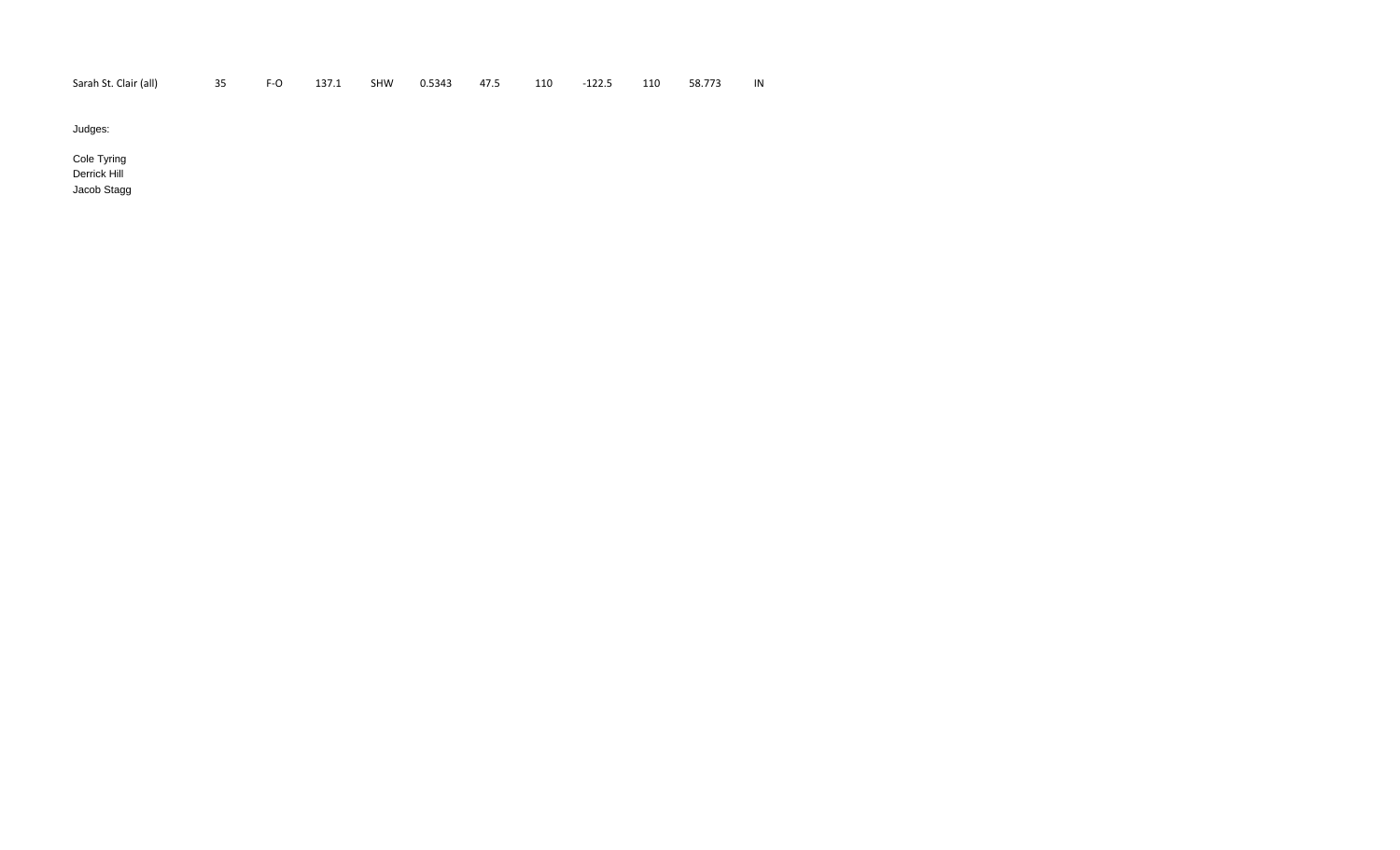| | | | | | | | | | | | |
|---|---|---|---|---|---|---|---|---|---|---|---|
| Sarah St. Clair (all) | 35 | F-O | 137.1 | SHW | 0.5343 | 47.5 | 110 | -122.5 | 110 | 58.773 | IN |

Judges:

Cole Tyring
Derrick Hill
Jacob Stagg